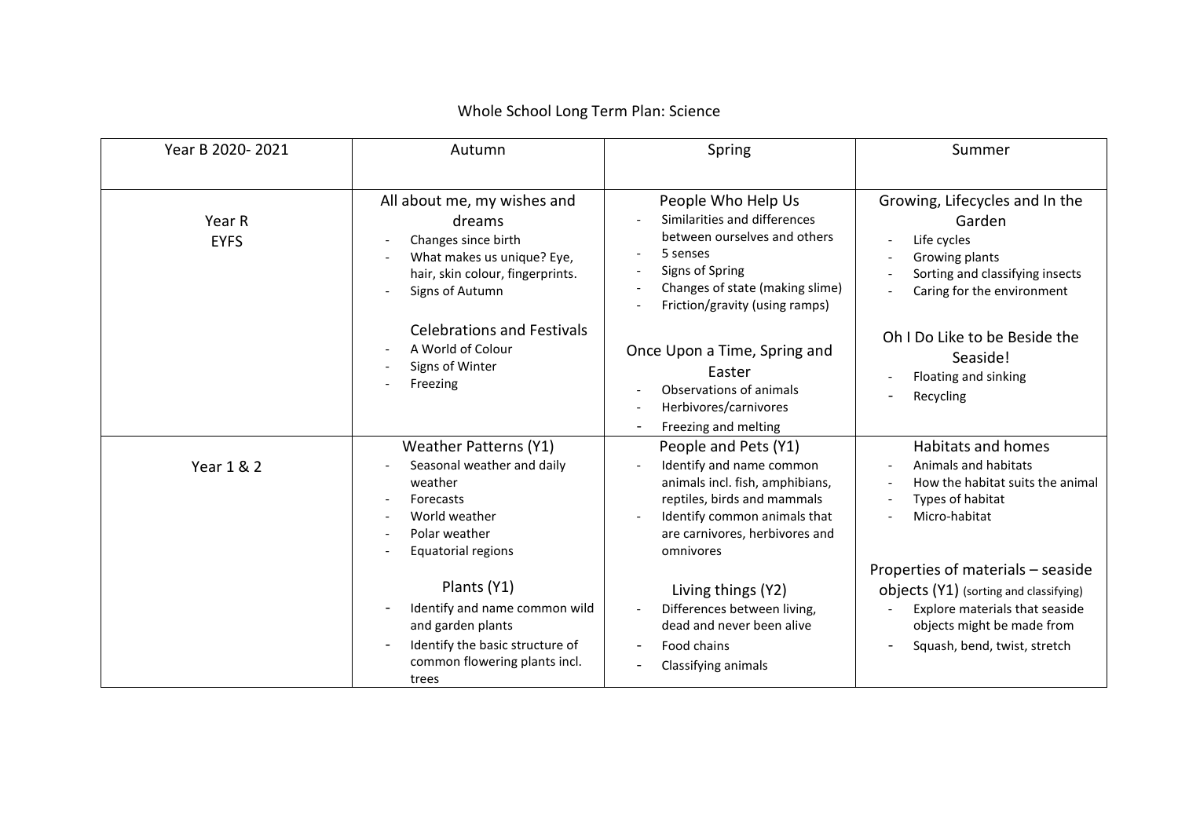# Whole School Long Term Plan: Science

| Year B 2020- 2021 | Autumn | Spring | Summer |
| --- | --- | --- | --- |
| Year R<br>EYFS | All about me, my wishes and dreams<br>- Changes since birth<br>- What makes us unique? Eye, hair, skin colour, fingerprints.<br>- Signs of Autumn<br><br>Celebrations and Festivals<br>- A World of Colour<br>- Signs of Winter<br>- Freezing | People Who Help Us<br>- Similarities and differences between ourselves and others<br>- 5 senses<br>- Signs of Spring<br>- Changes of state (making slime)<br>- Friction/gravity (using ramps)<br><br>Once Upon a Time, Spring and Easter<br>- Observations of animals<br>- Herbivores/carnivores<br>- Freezing and melting | Growing, Lifecycles and In the Garden<br>- Life cycles<br>- Growing plants<br>- Sorting and classifying insects<br>- Caring for the environment<br><br>Oh I Do Like to be Beside the Seaside!<br>- Floating and sinking<br>- Recycling |
| Year 1 & 2 | Weather Patterns (Y1)<br>- Seasonal weather and daily weather<br>- Forecasts<br>- World weather<br>- Polar weather<br>- Equatorial regions<br><br>Plants (Y1)<br>- Identify and name common wild and garden plants<br>- Identify the basic structure of common flowering plants incl. trees | People and Pets (Y1)<br>- Identify and name common animals incl. fish, amphibians, reptiles, birds and mammals<br>- Identify common animals that are carnivores, herbivores and omnivores<br><br>Living things (Y2)<br>- Differences between living, dead and never been alive<br>- Food chains<br>- Classifying animals | Habitats and homes<br>- Animals and habitats<br>- How the habitat suits the animal<br>- Types of habitat<br>- Micro-habitat<br><br>Properties of materials – seaside objects (Y1) (sorting and classifying)<br>- Explore materials that seaside objects might be made from<br>- Squash, bend, twist, stretch |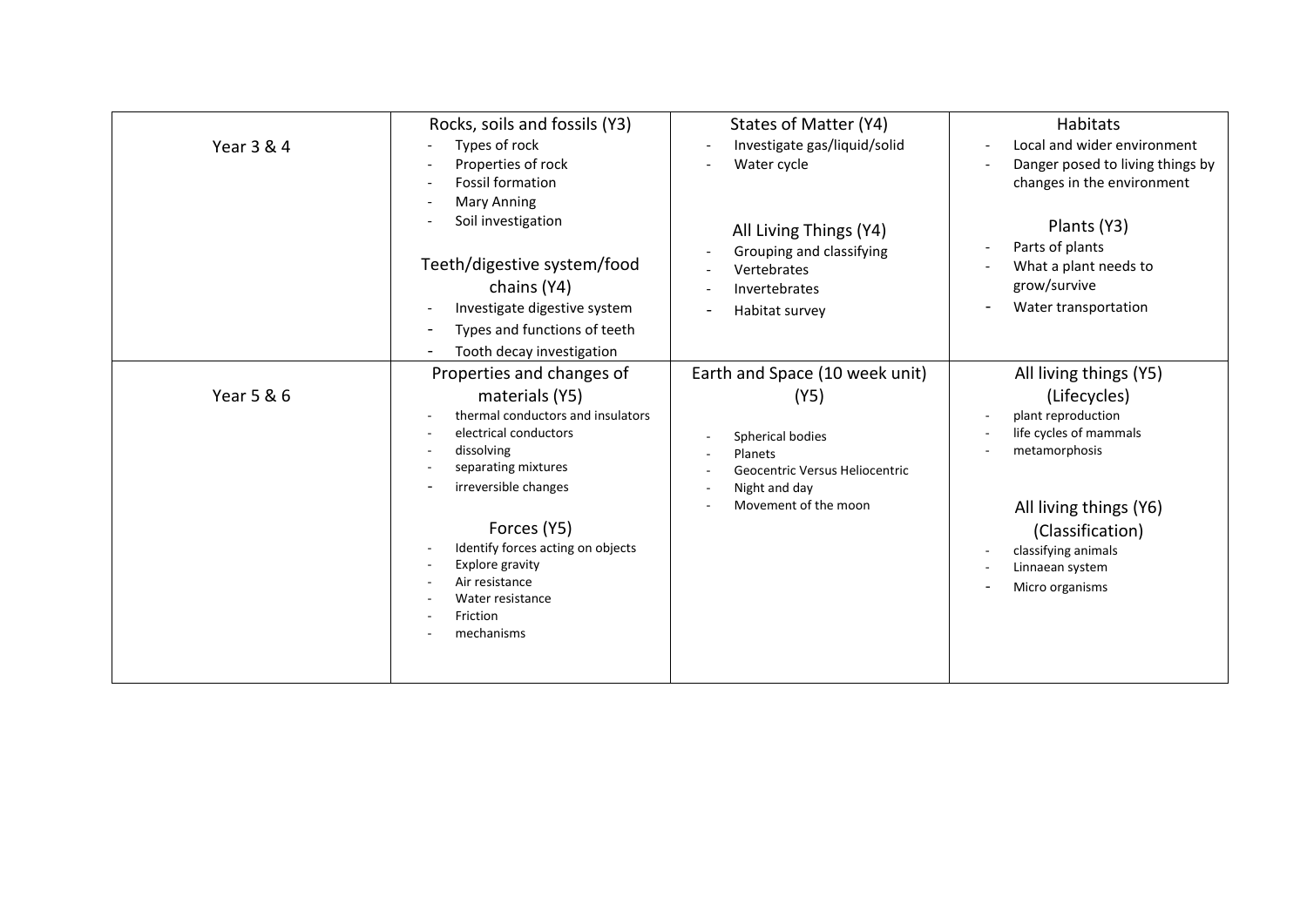| | | | |
|---|---|---|---|
| Year 3 & 4 | Rocks, soils and fossils (Y3)<br>- Types of rock<br>- Properties of rock<br>- Fossil formation<br>- Mary Anning<br>- Soil investigation<br><br>Teeth/digestive system/food chains (Y4)<br>- Investigate digestive system<br>- Types and functions of teeth<br>- Tooth decay investigation | States of Matter (Y4)<br>- Investigate gas/liquid/solid<br>- Water cycle<br><br>All Living Things (Y4)<br>- Grouping and classifying<br>- Vertebrates<br>- Invertebrates<br>- Habitat survey | Habitats<br>- Local and wider environment<br>- Danger posed to living things by changes in the environment<br><br>Plants (Y3)<br>- Parts of plants<br>- What a plant needs to grow/survive<br>- Water transportation |
| Year 5 & 6 | Properties and changes of materials (Y5)<br>- thermal conductors and insulators<br>- electrical conductors<br>- dissolving<br>- separating mixtures<br>- irreversible changes<br><br>Forces (Y5)<br>- Identify forces acting on objects<br>- Explore gravity<br>- Air resistance<br>- Water resistance<br>- Friction<br>- mechanisms | Earth and Space (10 week unit) (Y5)<br><br>- Spherical bodies<br>- Planets<br>- Geocentric Versus Heliocentric<br>- Night and day<br>- Movement of the moon | All living things (Y5) (Lifecycles)<br>- plant reproduction<br>- life cycles of mammals<br>- metamorphosis<br><br>All living things (Y6) (Classification)<br>- classifying animals<br>- Linnaean system<br>- Micro organisms |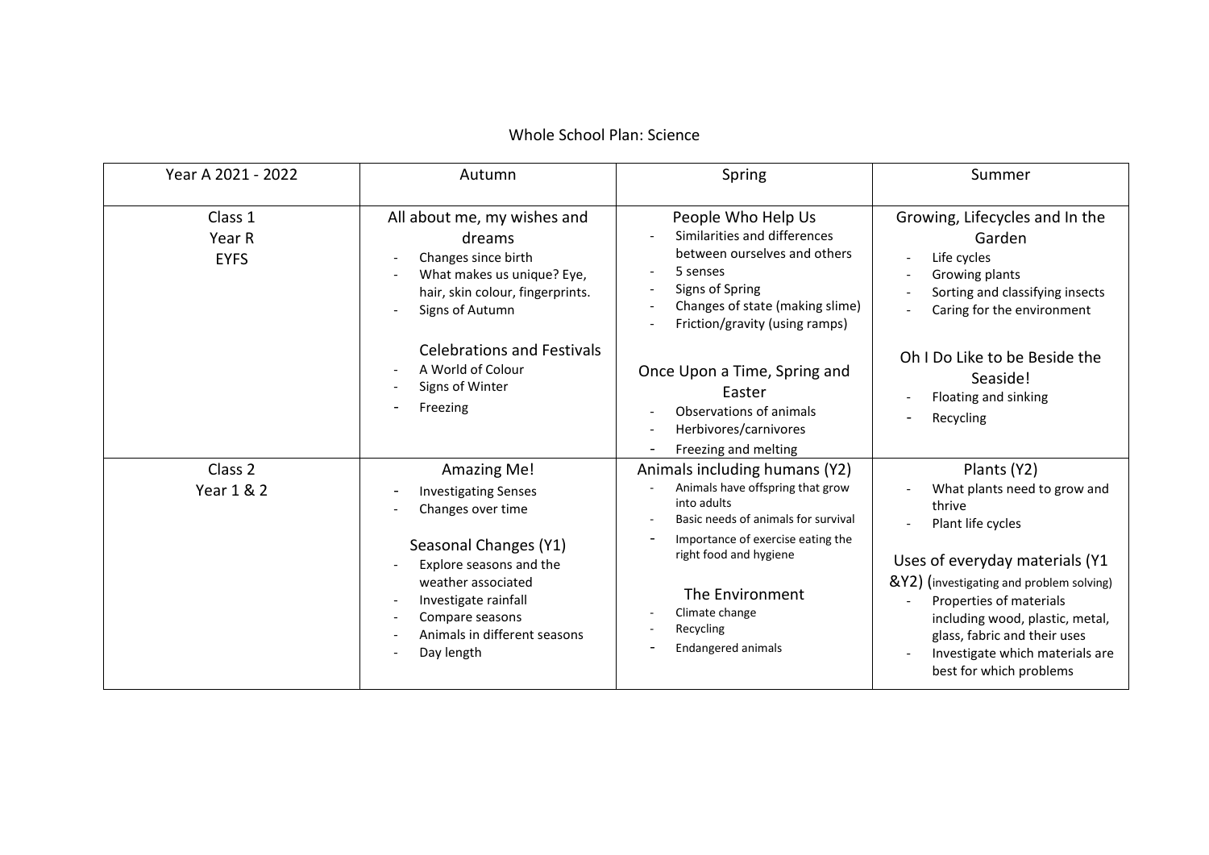Whole School Plan: Science

| Year A 2021 - 2022 | Autumn | Spring | Summer |
|---|---|---|---|
| Class 1<br>Year R<br>EYFS | All about me, my wishes and dreams<br>- Changes since birth<br>- What makes us unique? Eye, hair, skin colour, fingerprints.<br>- Signs of Autumn<br><br>Celebrations and Festivals<br>- A World of Colour<br>- Signs of Winter<br>- Freezing | People Who Help Us<br>- Similarities and differences between ourselves and others<br>- 5 senses<br>- Signs of Spring<br>- Changes of state (making slime)<br>- Friction/gravity (using ramps)<br><br>Once Upon a Time, Spring and Easter<br>- Observations of animals<br>- Herbivores/carnivores<br>- Freezing and melting | Growing, Lifecycles and In the Garden<br>- Life cycles<br>- Growing plants<br>- Sorting and classifying insects<br>- Caring for the environment<br><br>Oh I Do Like to be Beside the Seaside!<br>- Floating and sinking<br>- Recycling |
| Class 2<br>Year 1 & 2 | Amazing Me!<br>- Investigating Senses<br>- Changes over time<br><br>Seasonal Changes (Y1)<br>- Explore seasons and the weather associated<br>- Investigate rainfall<br>- Compare seasons<br>- Animals in different seasons<br>- Day length | Animals including humans (Y2)<br>- Animals have offspring that grow into adults<br>- Basic needs of animals for survival<br>- Importance of exercise eating the right food and hygiene<br><br>The Environment<br>- Climate change<br>- Recycling<br>- Endangered animals | Plants (Y2)<br>- What plants need to grow and thrive<br>- Plant life cycles<br><br>Uses of everyday materials (Y1 &Y2) (investigating and problem solving)<br>- Properties of materials including wood, plastic, metal, glass, fabric and their uses<br>- Investigate which materials are best for which problems |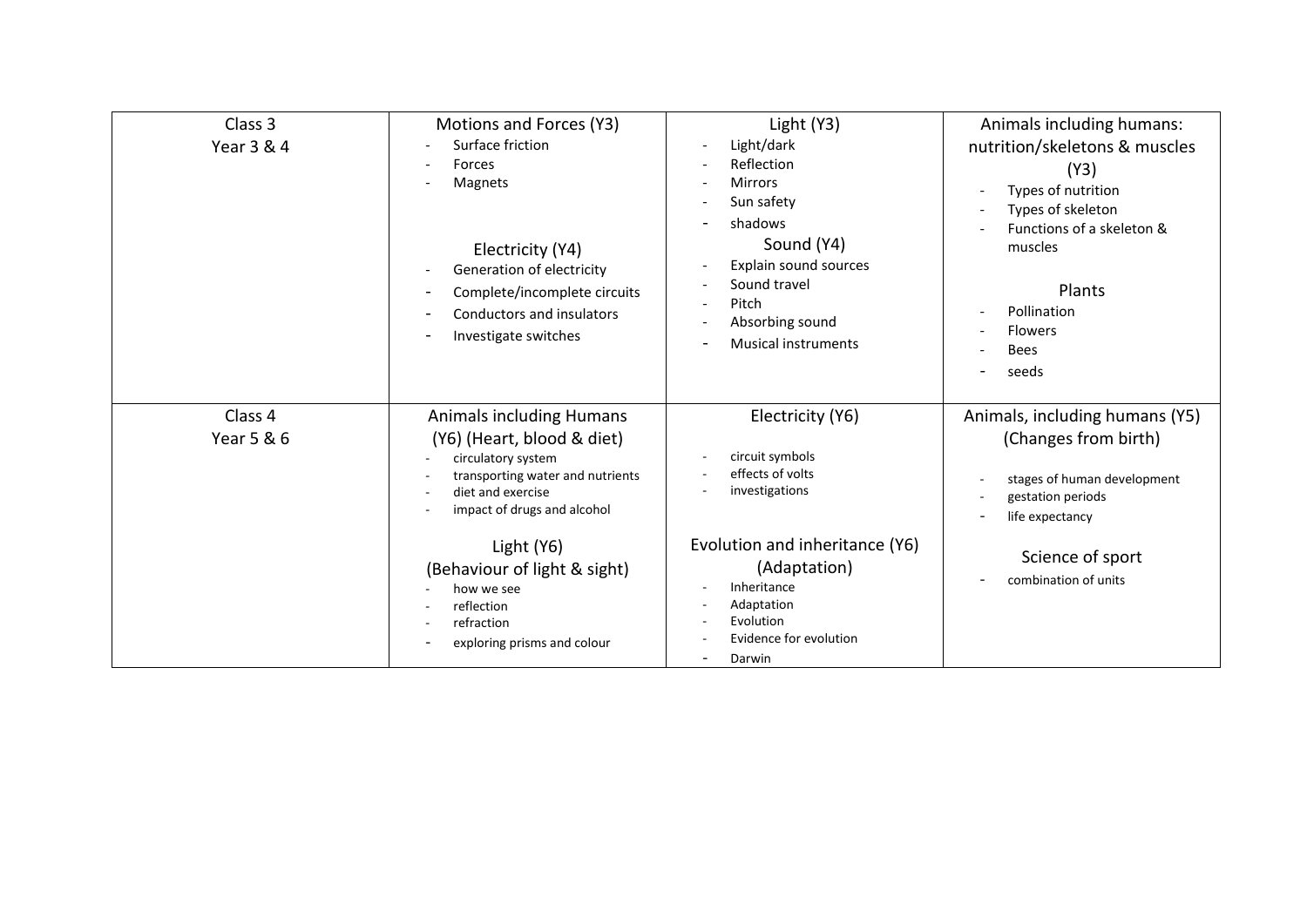| | | | |
|---|---|---|---|
| Class 3<br>Year 3 & 4 | Motions and Forces (Y3)<br>- Surface friction<br>- Forces<br>- Magnets<br><br>Electricity (Y4)<br>- Generation of electricity<br>- Complete/incomplete circuits<br>- Conductors and insulators<br>- Investigate switches | Light (Y3)<br>- Light/dark<br>- Reflection<br>- Mirrors<br>- Sun safety<br>- shadows<br><br>Sound (Y4)<br>- Explain sound sources<br>- Sound travel<br>- Pitch<br>- Absorbing sound<br>- Musical instruments | Animals including humans: nutrition/skeletons & muscles (Y3)<br>- Types of nutrition<br>- Types of skeleton<br>- Functions of a skeleton & muscles<br><br>Plants<br>- Pollination<br>- Flowers<br>- Bees<br>- seeds |
| Class 4<br>Year 5 & 6 | Animals including Humans (Y6) (Heart, blood & diet)<br>- circulatory system<br>- transporting water and nutrients<br>- diet and exercise<br>- impact of drugs and alcohol<br><br>Light (Y6)<br>(Behaviour of light & sight)<br>- how we see<br>- reflection<br>- refraction<br>- exploring prisms and colour | Electricity (Y6)<br>- circuit symbols<br>- effects of volts<br>- investigations<br><br>Evolution and inheritance (Y6)<br>(Adaptation)<br>- Inheritance<br>- Adaptation<br>- Evolution<br>- Evidence for evolution<br>- Darwin | Animals, including humans (Y5)<br>(Changes from birth)<br>- stages of human development<br>- gestation periods<br>- life expectancy<br><br>Science of sport<br>- combination of units |